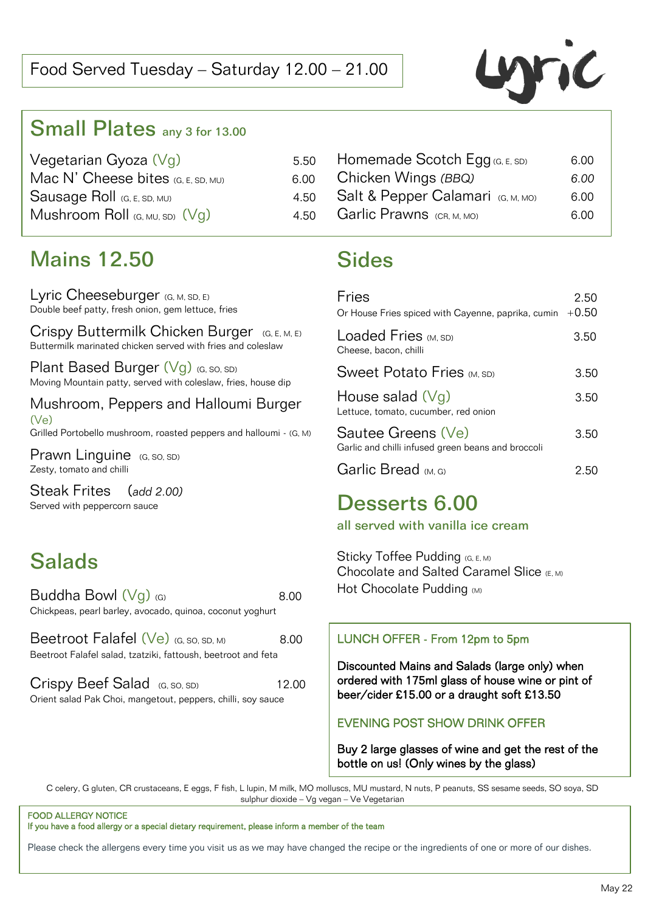Food Served Tuesday – Saturday 12.00 – 21.00

Lyric

## Small Plates any 3 for 13.00

| Item | Price |
|---|---|
| Vegetarian Gyoza (Vg) | 5.50 |
| Mac N' Cheese bites (G, E, SD, MU) | 6.00 |
| Sausage Roll (G, E, SD, MU) | 4.50 |
| Mushroom Roll (G, MU, SD) (Vg) | 4.50 |
| Homemade Scotch Egg (G, E, SD) | 6.00 |
| Chicken Wings *(BBQ)* | *6.00* |
| Salt & Pepper Calamari (G, M, MO) | 6.00 |
| Garlic Prawns (CR, M, MO) | 6.00 |

## Mains 12.50

**Lyric Cheeseburger** (G, M, SD, E)
Double beef patty, fresh onion, gem lettuce, fries

**Crispy Buttermilk Chicken Burger** (G, E, M, E)
Buttermilk marinated chicken served with fries and coleslaw

**Plant Based Burger** (Vg) (G, SO, SD)
Moving Mountain patty, served with coleslaw, fries, house dip

**Mushroom, Peppers and Halloumi Burger** (Ve)
Grilled Portobello mushroom, roasted peppers and halloumi - (G, M)

**Prawn Linguine** (G, SO, SD)
Zesty, tomato and chilli

**Steak Frites** (*add 2.00*)
Served with peppercorn sauce

## Salads

**Buddha Bowl** (Vg) (G) — 8.00
Chickpeas, pearl barley, avocado, quinoa, coconut yoghurt

**Beetroot Falafel** (Ve) (G, SO, SD, M) — 8.00
Beetroot Falafel salad, tzatziki, fattoush, beetroot and feta

**Crispy Beef Salad** (G, SO, SD) — 12.00
Orient salad Pak Choi, mangetout, peppers, chilli, soy sauce

## Sides

**Fries** — 2.50
Or House Fries spiced with Cayenne, paprika, cumin — +0.50

**Loaded Fries** (M, SD) — 3.50
Cheese, bacon, chilli

**Sweet Potato Fries** (M, SD) — 3.50

**House salad** (Vg) — 3.50
Lettuce, tomato, cucumber, red onion

**Sautee Greens** (Ve) — 3.50
Garlic and chilli infused green beans and broccoli

**Garlic Bread** (M, G) — 2.50

## Desserts 6.00

all served with vanilla ice cream

- Sticky Toffee Pudding (G, E, M)
- Chocolate and Salted Caramel Slice (E, M)
- Hot Chocolate Pudding (M)

### LUNCH OFFER - From 12pm to 5pm

Discounted Mains and Salads (large only) when ordered with 175ml glass of house wine or pint of beer/cider £15.00 or a draught soft £13.50

### EVENING POST SHOW DRINK OFFER

Buy 2 large glasses of wine and get the rest of the bottle on us! (Only wines by the glass)

C celery, G gluten, CR crustaceans, E eggs, F fish, L lupin, M milk, MO molluscs, MU mustard, N nuts, P peanuts, SS sesame seeds, SO soya, SD sulphur dioxide – Vg vegan – Ve Vegetarian

FOOD ALLERGY NOTICE
If you have a food allergy or a special dietary requirement, please inform a member of the team

Please check the allergens every time you visit us as we may have changed the recipe or the ingredients of one or more of our dishes.

May 22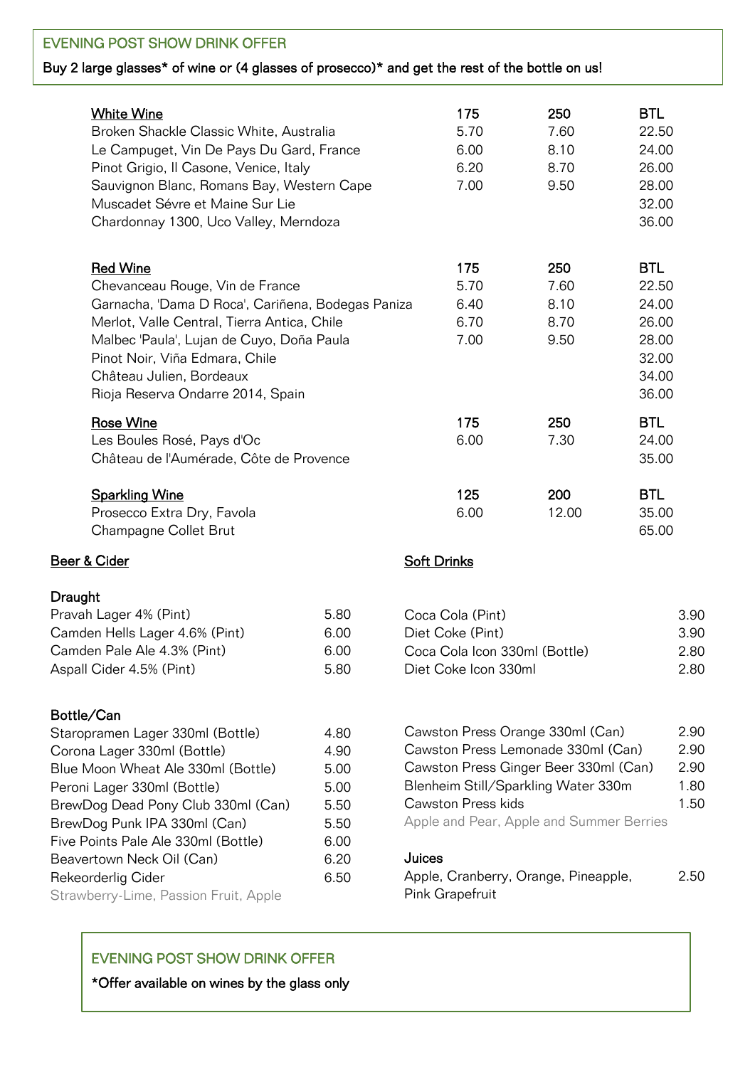## EVENING POST SHOW DRINK OFFER

Buy 2 large glasses* of wine or (4 glasses of prosecco)* and get the rest of the bottle on us!

| White Wine | 175 | 250 | BTL |
| --- | --- | --- | --- |
| Broken Shackle Classic White, Australia | 5.70 | 7.60 | 22.50 |
| Le Campuget, Vin De Pays Du Gard, France | 6.00 | 8.10 | 24.00 |
| Pinot Grigio, Il Casone, Venice, Italy | 6.20 | 8.70 | 26.00 |
| Sauvignon Blanc, Romans Bay, Western Cape | 7.00 | 9.50 | 28.00 |
| Muscadet Sévre et Maine Sur Lie | | | 32.00 |
| Chardonnay 1300, Uco Valley, Merndoza | | | 36.00 |

| Red Wine | 175 | 250 | BTL |
| --- | --- | --- | --- |
| Chevanceau Rouge, Vin de France | 5.70 | 7.60 | 22.50 |
| Garnacha, 'Dama D Roca', Cariñena, Bodegas Paniza | 6.40 | 8.10 | 24.00 |
| Merlot, Valle Central, Tierra Antica, Chile | 6.70 | 8.70 | 26.00 |
| Malbec 'Paula', Lujan de Cuyo, Doña Paula | 7.00 | 9.50 | 28.00 |
| Pinot Noir, Viña Edmara, Chile | | | 32.00 |
| Château Julien, Bordeaux | | | 34.00 |
| Rioja Reserva Ondarre 2014, Spain | | | 36.00 |

| Rose Wine | 175 | 250 | BTL |
| --- | --- | --- | --- |
| Les Boules Rosé, Pays d'Oc | 6.00 | 7.30 | 24.00 |
| Château de l'Aumérade, Côte de Provence | | | 35.00 |

| Sparkling Wine | 125 | 200 | BTL |
| --- | --- | --- | --- |
| Prosecco Extra Dry, Favola | 6.00 | 12.00 | 35.00 |
| Champagne Collet Brut | | | 65.00 |

## Beer & Cider

### Draught

| | |
| --- | --- |
| Pravah Lager 4% (Pint) | 5.80 |
| Camden Hells Lager 4.6% (Pint) | 6.00 |
| Camden Pale Ale 4.3% (Pint) | 6.00 |
| Aspall Cider 4.5% (Pint) | 5.80 |

### Bottle/Can

| | |
| --- | --- |
| Staropramen Lager 330ml (Bottle) | 4.80 |
| Corona Lager 330ml (Bottle) | 4.90 |
| Blue Moon Wheat Ale 330ml (Bottle) | 5.00 |
| Peroni Lager 330ml (Bottle) | 5.00 |
| BrewDog Dead Pony Club 330ml (Can) | 5.50 |
| BrewDog Punk IPA 330ml (Can) | 5.50 |
| Five Points Pale Ale 330ml (Bottle) | 6.00 |
| Beavertown Neck Oil (Can) | 6.20 |
| Rekeorderlig Cider | 6.50 |

Strawberry-Lime, Passion Fruit, Apple

## Soft Drinks

| | |
| --- | --- |
| Coca Cola (Pint) | 3.90 |
| Diet Coke (Pint) | 3.90 |
| Coca Cola Icon 330ml (Bottle) | 2.80 |
| Diet Coke Icon 330ml | 2.80 |

| | |
| --- | --- |
| Cawston Press Orange 330ml (Can) | 2.90 |
| Cawston Press Lemonade 330ml (Can) | 2.90 |
| Cawston Press Ginger Beer 330ml (Can) | 2.90 |
| Blenheim Still/Sparkling Water 330m | 1.80 |
| Cawston Press kids | 1.50 |

Apple and Pear, Apple and Summer Berries

### Juices

| | |
| --- | --- |
| Apple, Cranberry, Orange, Pineapple, Pink Grapefruit | 2.50 |

## EVENING POST SHOW DRINK OFFER

*Offer available on wines by the glass only